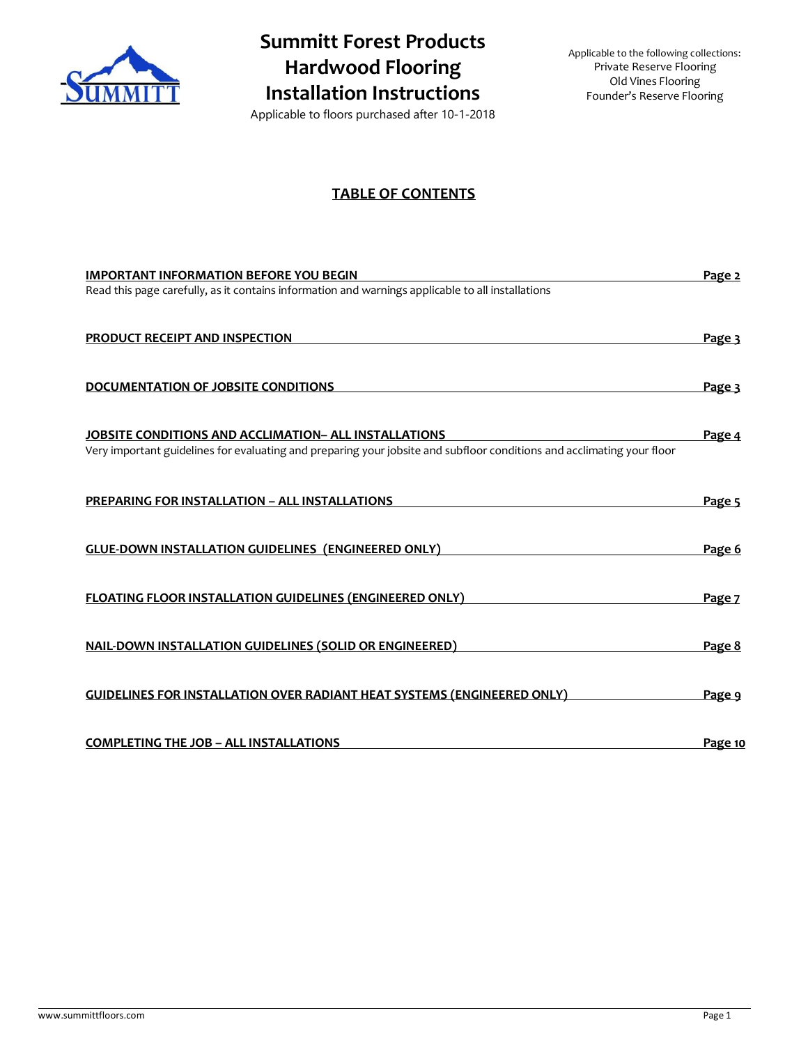# Summitt Forest Products Hardwood Flooring Installation Instructions

Applicable to floors purchased after 10-1-2018

Applicable to the following collections:
Private Reserve Flooring
Old Vines Flooring
Founder's Reserve Flooring

## TABLE OF CONTENTS

| Section | Page |
|---|---|
| **IMPORTANT INFORMATION BEFORE YOU BEGIN**<br>Read this page carefully, as it contains information and warnings applicable to all installations | **Page 2** |
| **PRODUCT RECEIPT AND INSPECTION** | **Page 3** |
| **DOCUMENTATION OF JOBSITE CONDITIONS** | **Page 3** |
| **JOBSITE CONDITIONS AND ACCLIMATION– ALL INSTALLATIONS**<br>Very important guidelines for evaluating and preparing your jobsite and subfloor conditions and acclimating your floor | **Page 4** |
| **PREPARING FOR INSTALLATION – ALL INSTALLATIONS** | **Page 5** |
| **GLUE-DOWN INSTALLATION GUIDELINES (ENGINEERED ONLY)** | **Page 6** |
| **FLOATING FLOOR INSTALLATION GUIDELINES (ENGINEERED ONLY)** | **Page 7** |
| **NAIL-DOWN INSTALLATION GUIDELINES (SOLID OR ENGINEERED)** | **Page 8** |
| **GUIDELINES FOR INSTALLATION OVER RADIANT HEAT SYSTEMS (ENGINEERED ONLY)** | **Page 9** |
| **COMPLETING THE JOB – ALL INSTALLATIONS** | **Page 10** |

www.summittfloors.com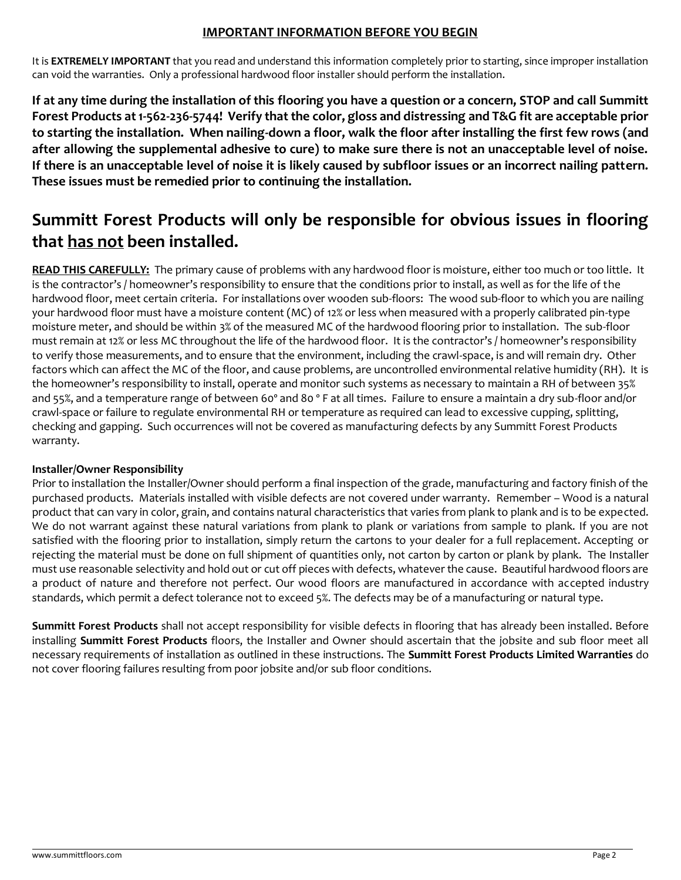## IMPORTANT INFORMATION BEFORE YOU BEGIN

It is **EXTREMELY IMPORTANT** that you read and understand this information completely prior to starting, since improper installation can void the warranties. Only a professional hardwood floor installer should perform the installation.

**If at any time during the installation of this flooring you have a question or a concern, STOP and call Summitt Forest Products at 1-562-236-5744! Verify that the color, gloss and distressing and T&G fit are acceptable prior to starting the installation. When nailing-down a floor, walk the floor after installing the first few rows (and after allowing the supplemental adhesive to cure) to make sure there is not an unacceptable level of noise. If there is an unacceptable level of noise it is likely caused by subfloor issues or an incorrect nailing pattern. These issues must be remedied prior to continuing the installation.**

# Summitt Forest Products will only be responsible for obvious issues in flooring that <u>has not</u> been installed.

**<u>READ THIS CAREFULLY:</u>** The primary cause of problems with any hardwood floor is moisture, either too much or too little. It is the contractor's / homeowner's responsibility to ensure that the conditions prior to install, as well as for the life of the hardwood floor, meet certain criteria. For installations over wooden sub-floors: The wood sub-floor to which you are nailing your hardwood floor must have a moisture content (MC) of 12% or less when measured with a properly calibrated pin-type moisture meter, and should be within 3% of the measured MC of the hardwood flooring prior to installation. The sub-floor must remain at 12% or less MC throughout the life of the hardwood floor. It is the contractor's / homeowner's responsibility to verify those measurements, and to ensure that the environment, including the crawl-space, is and will remain dry. Other factors which can affect the MC of the floor, and cause problems, are uncontrolled environmental relative humidity (RH). It is the homeowner's responsibility to install, operate and monitor such systems as necessary to maintain a RH of between 35% and 55%, and a temperature range of between 60° and 80 ° F at all times. Failure to ensure a maintain a dry sub-floor and/or crawl-space or failure to regulate environmental RH or temperature as required can lead to excessive cupping, splitting, checking and gapping. Such occurrences will not be covered as manufacturing defects by any Summitt Forest Products warranty.

**Installer/Owner Responsibility**

Prior to installation the Installer/Owner should perform a final inspection of the grade, manufacturing and factory finish of the purchased products. Materials installed with visible defects are not covered under warranty. Remember – Wood is a natural product that can vary in color, grain, and contains natural characteristics that varies from plank to plank and is to be expected. We do not warrant against these natural variations from plank to plank or variations from sample to plank. If you are not satisfied with the flooring prior to installation, simply return the cartons to your dealer for a full replacement. Accepting or rejecting the material must be done on full shipment of quantities only, not carton by carton or plank by plank. The Installer must use reasonable selectivity and hold out or cut off pieces with defects, whatever the cause. Beautiful hardwood floors are a product of nature and therefore not perfect. Our wood floors are manufactured in accordance with accepted industry standards, which permit a defect tolerance not to exceed 5%. The defects may be of a manufacturing or natural type.

**Summitt Forest Products** shall not accept responsibility for visible defects in flooring that has already been installed. Before installing **Summitt Forest Products** floors, the Installer and Owner should ascertain that the jobsite and sub floor meet all necessary requirements of installation as outlined in these instructions. The **Summitt Forest Products Limited Warranties** do not cover flooring failures resulting from poor jobsite and/or sub floor conditions.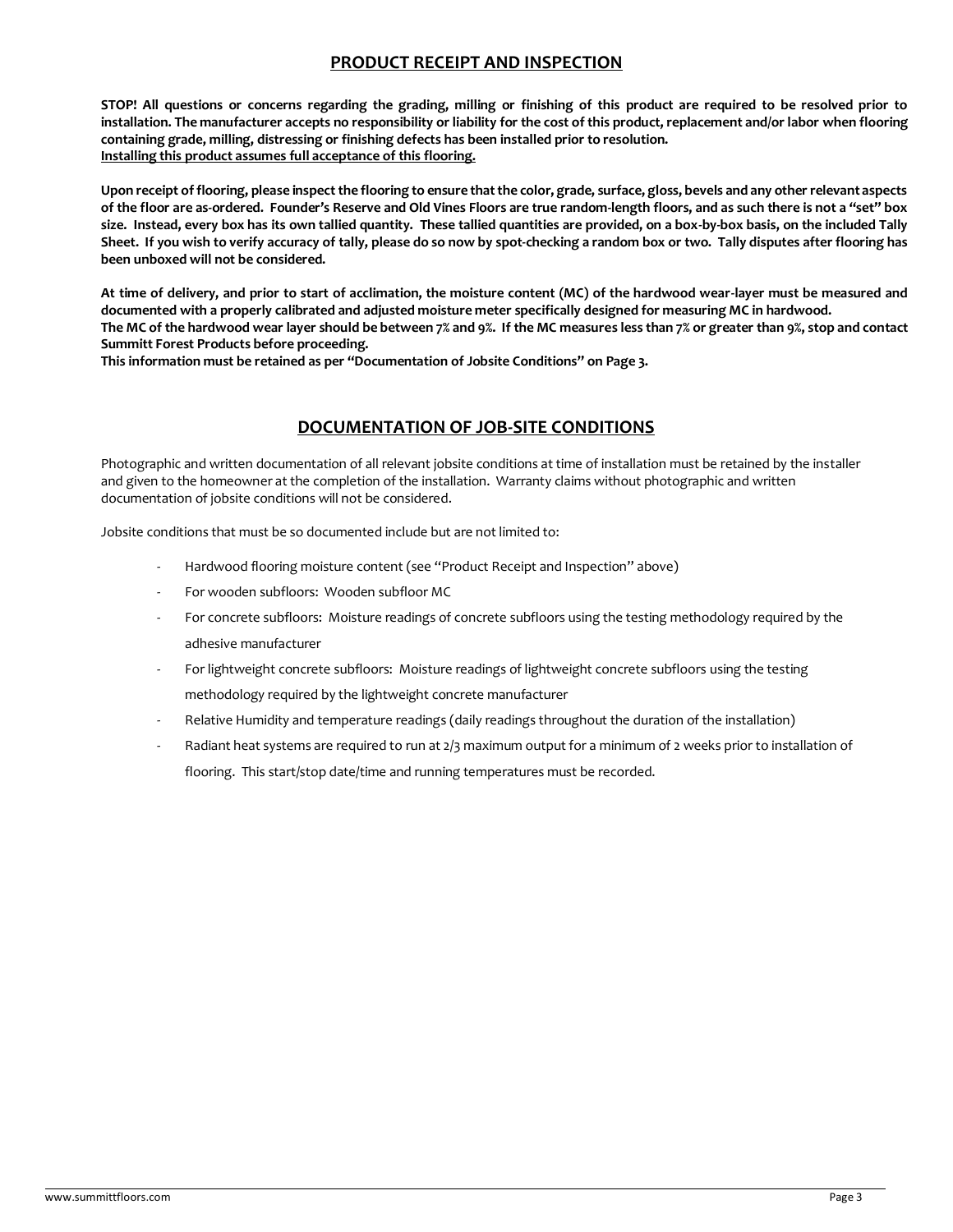## PRODUCT RECEIPT AND INSPECTION

**STOP! All questions or concerns regarding the grading, milling or finishing of this product are required to be resolved prior to installation. The manufacturer accepts no responsibility or liability for the cost of this product, replacement and/or labor when flooring containing grade, milling, distressing or finishing defects has been installed prior to resolution.**
**<u>Installing this product assumes full acceptance of this flooring.</u>**

**Upon receipt of flooring, please inspect the flooring to ensure that the color, grade, surface, gloss, bevels and any other relevant aspects of the floor are as-ordered. Founder's Reserve and Old Vines Floors are true random-length floors, and as such there is not a "set" box size. Instead, every box has its own tallied quantity. These tallied quantities are provided, on a box-by-box basis, on the included Tally Sheet. If you wish to verify accuracy of tally, please do so now by spot-checking a random box or two. Tally disputes after flooring has been unboxed will not be considered.**

**At time of delivery, and prior to start of acclimation, the moisture content (MC) of the hardwood wear-layer must be measured and documented with a properly calibrated and adjusted moisture meter specifically designed for measuring MC in hardwood.**
**The MC of the hardwood wear layer should be between 7% and 9%. If the MC measures less than 7% or greater than 9%, stop and contact Summitt Forest Products before proceeding.**
**This information must be retained as per "Documentation of Jobsite Conditions" on Page 3.**

## DOCUMENTATION OF JOB-SITE CONDITIONS

Photographic and written documentation of all relevant jobsite conditions at time of installation must be retained by the installer and given to the homeowner at the completion of the installation. Warranty claims without photographic and written documentation of jobsite conditions will not be considered.

Jobsite conditions that must be so documented include but are not limited to:

- Hardwood flooring moisture content (see "Product Receipt and Inspection" above)
- For wooden subfloors: Wooden subfloor MC
- For concrete subfloors: Moisture readings of concrete subfloors using the testing methodology required by the adhesive manufacturer
- For lightweight concrete subfloors: Moisture readings of lightweight concrete subfloors using the testing methodology required by the lightweight concrete manufacturer
- Relative Humidity and temperature readings (daily readings throughout the duration of the installation)
- Radiant heat systems are required to run at 2/3 maximum output for a minimum of 2 weeks prior to installation of flooring. This start/stop date/time and running temperatures must be recorded.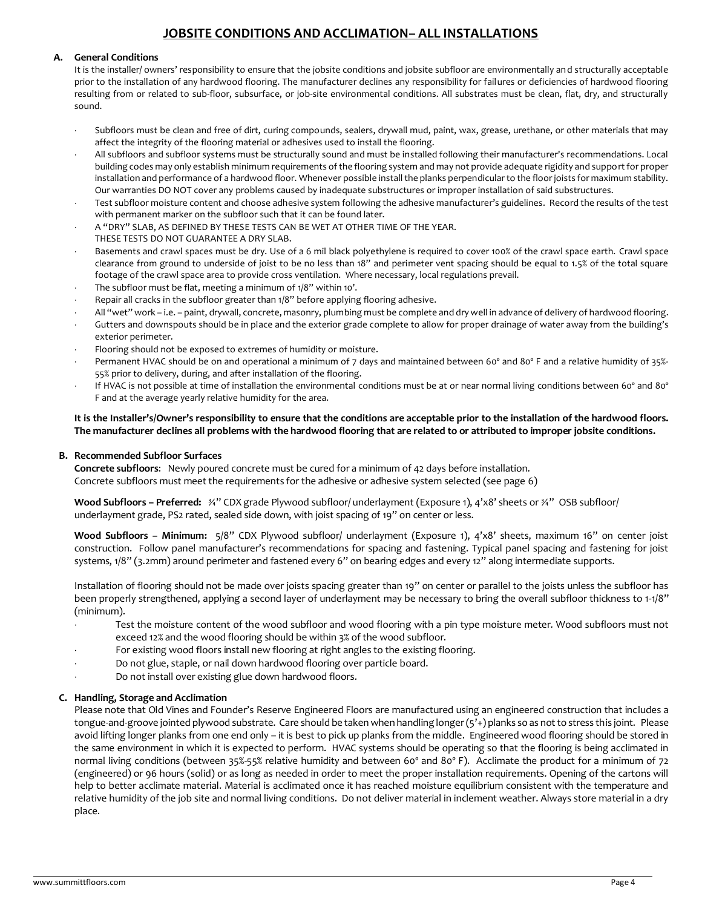# JOBSITE CONDITIONS AND ACCLIMATION– ALL INSTALLATIONS

## A. General Conditions

It is the installer/ owners' responsibility to ensure that the jobsite conditions and jobsite subfloor are environmentally and structurally acceptable prior to the installation of any hardwood flooring. The manufacturer declines any responsibility for failures or deficiencies of hardwood flooring resulting from or related to sub-floor, subsurface, or job-site environmental conditions. All substrates must be clean, flat, dry, and structurally sound.

- Subfloors must be clean and free of dirt, curing compounds, sealers, drywall mud, paint, wax, grease, urethane, or other materials that may affect the integrity of the flooring material or adhesives used to install the flooring.
- All subfloors and subfloor systems must be structurally sound and must be installed following their manufacturer's recommendations. Local building codes may only establish minimum requirements of the flooring system and may not provide adequate rigidity and support for proper installation and performance of a hardwood floor. Whenever possible install the planks perpendicular to the floor joists for maximum stability. Our warranties DO NOT cover any problems caused by inadequate substructures or improper installation of said substructures.
- Test subfloor moisture content and choose adhesive system following the adhesive manufacturer's guidelines. Record the results of the test with permanent marker on the subfloor such that it can be found later.
- A "DRY" SLAB, AS DEFINED BY THESE TESTS CAN BE WET AT OTHER TIME OF THE YEAR. THESE TESTS DO NOT GUARANTEE A DRY SLAB.
- Basements and crawl spaces must be dry. Use of a 6 mil black polyethylene is required to cover 100% of the crawl space earth. Crawl space clearance from ground to underside of joist to be no less than 18" and perimeter vent spacing should be equal to 1.5% of the total square footage of the crawl space area to provide cross ventilation. Where necessary, local regulations prevail.
- The subfloor must be flat, meeting a minimum of 1/8" within 10'.
- Repair all cracks in the subfloor greater than 1/8" before applying flooring adhesive.
- All "wet" work – i.e. – paint, drywall, concrete, masonry, plumbing must be complete and dry well in advance of delivery of hardwood flooring.
- Gutters and downspouts should be in place and the exterior grade complete to allow for proper drainage of water away from the building's exterior perimeter.
- Flooring should not be exposed to extremes of humidity or moisture.
- Permanent HVAC should be on and operational a minimum of 7 days and maintained between 60° and 80° F and a relative humidity of 35%-55% prior to delivery, during, and after installation of the flooring.
- If HVAC is not possible at time of installation the environmental conditions must be at or near normal living conditions between 60° and 80° F and at the average yearly relative humidity for the area.

**It is the Installer's/Owner's responsibility to ensure that the conditions are acceptable prior to the installation of the hardwood floors. The manufacturer declines all problems with the hardwood flooring that are related to or attributed to improper jobsite conditions.**

## B. Recommended Subfloor Surfaces

**Concrete subfloors**: Newly poured concrete must be cured for a minimum of 42 days before installation.
Concrete subfloors must meet the requirements for the adhesive or adhesive system selected (see page 6)

**Wood Subfloors – Preferred:** ¾" CDX grade Plywood subfloor/ underlayment (Exposure 1), 4'x8' sheets or ¾" OSB subfloor/ underlayment grade, PS2 rated, sealed side down, with joist spacing of 19" on center or less.

**Wood Subfloors – Minimum:** 5/8" CDX Plywood subfloor/ underlayment (Exposure 1), 4'x8' sheets, maximum 16" on center joist construction. Follow panel manufacturer's recommendations for spacing and fastening. Typical panel spacing and fastening for joist systems, 1/8" (3.2mm) around perimeter and fastened every 6" on bearing edges and every 12" along intermediate supports.

Installation of flooring should not be made over joists spacing greater than 19" on center or parallel to the joists unless the subfloor has been properly strengthened, applying a second layer of underlayment may be necessary to bring the overall subfloor thickness to 1-1/8" (minimum).

- Test the moisture content of the wood subfloor and wood flooring with a pin type moisture meter. Wood subfloors must not exceed 12% and the wood flooring should be within 3% of the wood subfloor.
- For existing wood floors install new flooring at right angles to the existing flooring.
- Do not glue, staple, or nail down hardwood flooring over particle board.
- Do not install over existing glue down hardwood floors.

## C. Handling, Storage and Acclimation

Please note that Old Vines and Founder's Reserve Engineered Floors are manufactured using an engineered construction that includes a tongue-and-groove jointed plywood substrate. Care should be taken when handling longer (5'+) planks so as not to stress this joint. Please avoid lifting longer planks from one end only – it is best to pick up planks from the middle. Engineered wood flooring should be stored in the same environment in which it is expected to perform. HVAC systems should be operating so that the flooring is being acclimated in normal living conditions (between 35%-55% relative humidity and between 60° and 80° F). Acclimate the product for a minimum of 72 (engineered) or 96 hours (solid) or as long as needed in order to meet the proper installation requirements. Opening of the cartons will help to better acclimate material. Material is acclimated once it has reached moisture equilibrium consistent with the temperature and relative humidity of the job site and normal living conditions. Do not deliver material in inclement weather. Always store material in a dry place.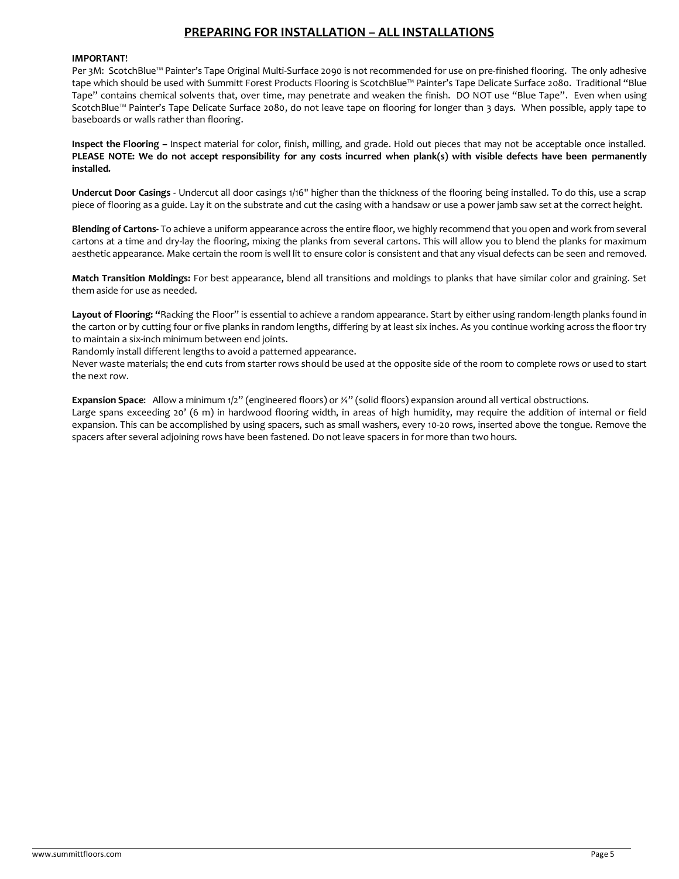## PREPARING FOR INSTALLATION – ALL INSTALLATIONS

**IMPORTANT**!
Per 3M: ScotchBlue™ Painter's Tape Original Multi-Surface 2090 is not recommended for use on pre-finished flooring. The only adhesive tape which should be used with Summitt Forest Products Flooring is ScotchBlue™ Painter's Tape Delicate Surface 2080. Traditional "Blue Tape" contains chemical solvents that, over time, may penetrate and weaken the finish. DO NOT use "Blue Tape". Even when using ScotchBlue™ Painter's Tape Delicate Surface 2080, do not leave tape on flooring for longer than 3 days. When possible, apply tape to baseboards or walls rather than flooring.

**Inspect the Flooring –** Inspect material for color, finish, milling, and grade. Hold out pieces that may not be acceptable once installed. **PLEASE NOTE: We do not accept responsibility for any costs incurred when plank(s) with visible defects have been permanently installed.**

**Undercut Door Casings -** Undercut all door casings 1/16" higher than the thickness of the flooring being installed. To do this, use a scrap piece of flooring as a guide. Lay it on the substrate and cut the casing with a handsaw or use a power jamb saw set at the correct height.

**Blending of Cartons-** To achieve a uniform appearance across the entire floor, we highly recommend that you open and work from several cartons at a time and dry-lay the flooring, mixing the planks from several cartons. This will allow you to blend the planks for maximum aesthetic appearance. Make certain the room is well lit to ensure color is consistent and that any visual defects can be seen and removed.

**Match Transition Moldings:** For best appearance, blend all transitions and moldings to planks that have similar color and graining. Set them aside for use as needed.

**Layout of Flooring: "**Racking the Floor" is essential to achieve a random appearance. Start by either using random-length planks found in the carton or by cutting four or five planks in random lengths, differing by at least six inches. As you continue working across the floor try to maintain a six-inch minimum between end joints.
Randomly install different lengths to avoid a patterned appearance.
Never waste materials; the end cuts from starter rows should be used at the opposite side of the room to complete rows or used to start the next row.

**Expansion Space**: Allow a minimum 1/2" (engineered floors) or ¾" (solid floors) expansion around all vertical obstructions.
Large spans exceeding 20' (6 m) in hardwood flooring width, in areas of high humidity, may require the addition of internal or field expansion. This can be accomplished by using spacers, such as small washers, every 10-20 rows, inserted above the tongue. Remove the spacers after several adjoining rows have been fastened. Do not leave spacers in for more than two hours.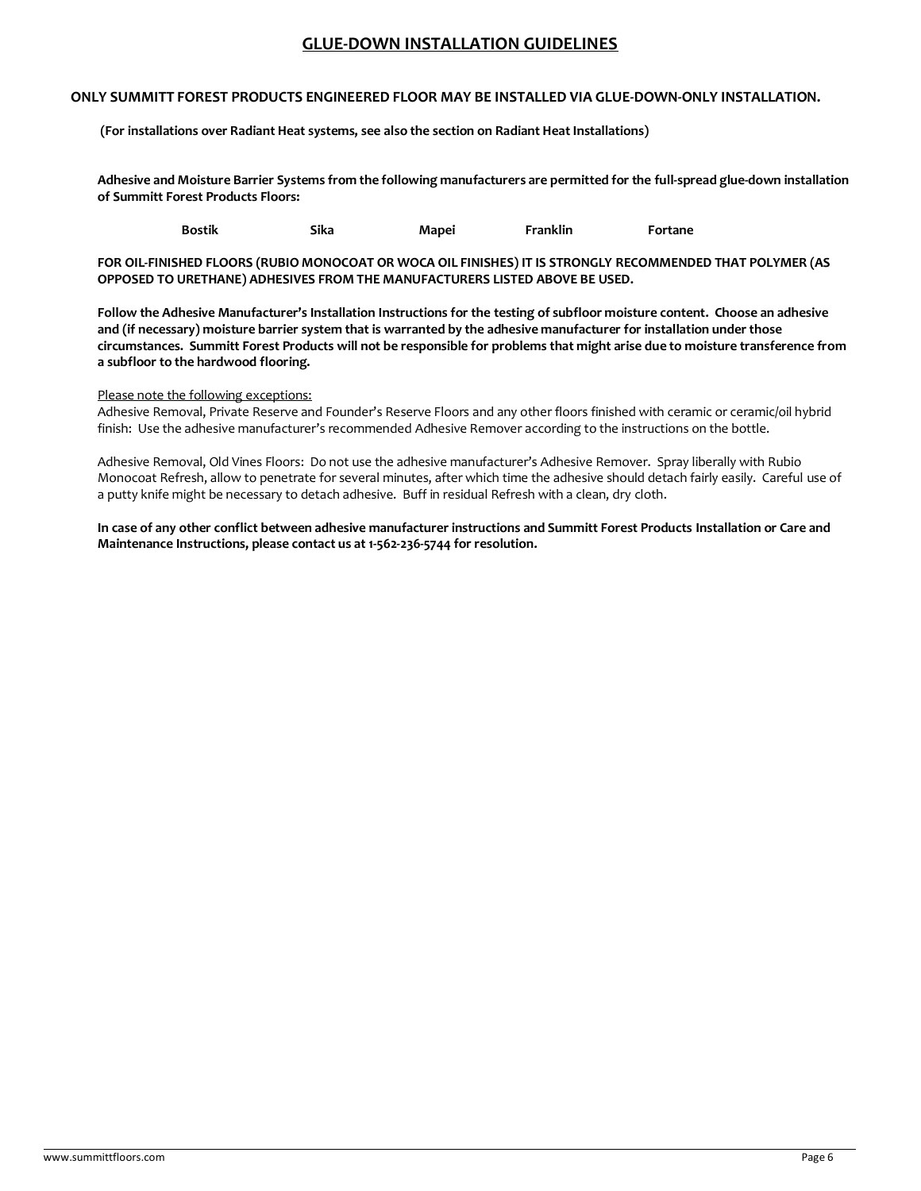# GLUE-DOWN INSTALLATION GUIDELINES

**ONLY SUMMITT FOREST PRODUCTS ENGINEERED FLOOR MAY BE INSTALLED VIA GLUE-DOWN-ONLY INSTALLATION.**

**(For installations over Radiant Heat systems, see also the section on Radiant Heat Installations)**

**Adhesive and Moisture Barrier Systems from the following manufacturers are permitted for the full-spread glue-down installation of Summitt Forest Products Floors:**

**Bostik    Sika    Mapei    Franklin    Fortane**

**FOR OIL-FINISHED FLOORS (RUBIO MONOCOAT OR WOCA OIL FINISHES) IT IS STRONGLY RECOMMENDED THAT POLYMER (AS OPPOSED TO URETHANE) ADHESIVES FROM THE MANUFACTURERS LISTED ABOVE BE USED.**

**Follow the Adhesive Manufacturer's Installation Instructions for the testing of subfloor moisture content. Choose an adhesive and (if necessary) moisture barrier system that is warranted by the adhesive manufacturer for installation under those circumstances. Summitt Forest Products will not be responsible for problems that might arise due to moisture transference from a subfloor to the hardwood flooring.**

<u>Please note the following exceptions:</u>

Adhesive Removal, Private Reserve and Founder's Reserve Floors and any other floors finished with ceramic or ceramic/oil hybrid finish: Use the adhesive manufacturer's recommended Adhesive Remover according to the instructions on the bottle.

Adhesive Removal, Old Vines Floors: Do not use the adhesive manufacturer's Adhesive Remover. Spray liberally with Rubio Monocoat Refresh, allow to penetrate for several minutes, after which time the adhesive should detach fairly easily. Careful use of a putty knife might be necessary to detach adhesive. Buff in residual Refresh with a clean, dry cloth.

**In case of any other conflict between adhesive manufacturer instructions and Summitt Forest Products Installation or Care and Maintenance Instructions, please contact us at 1-562-236-5744 for resolution.**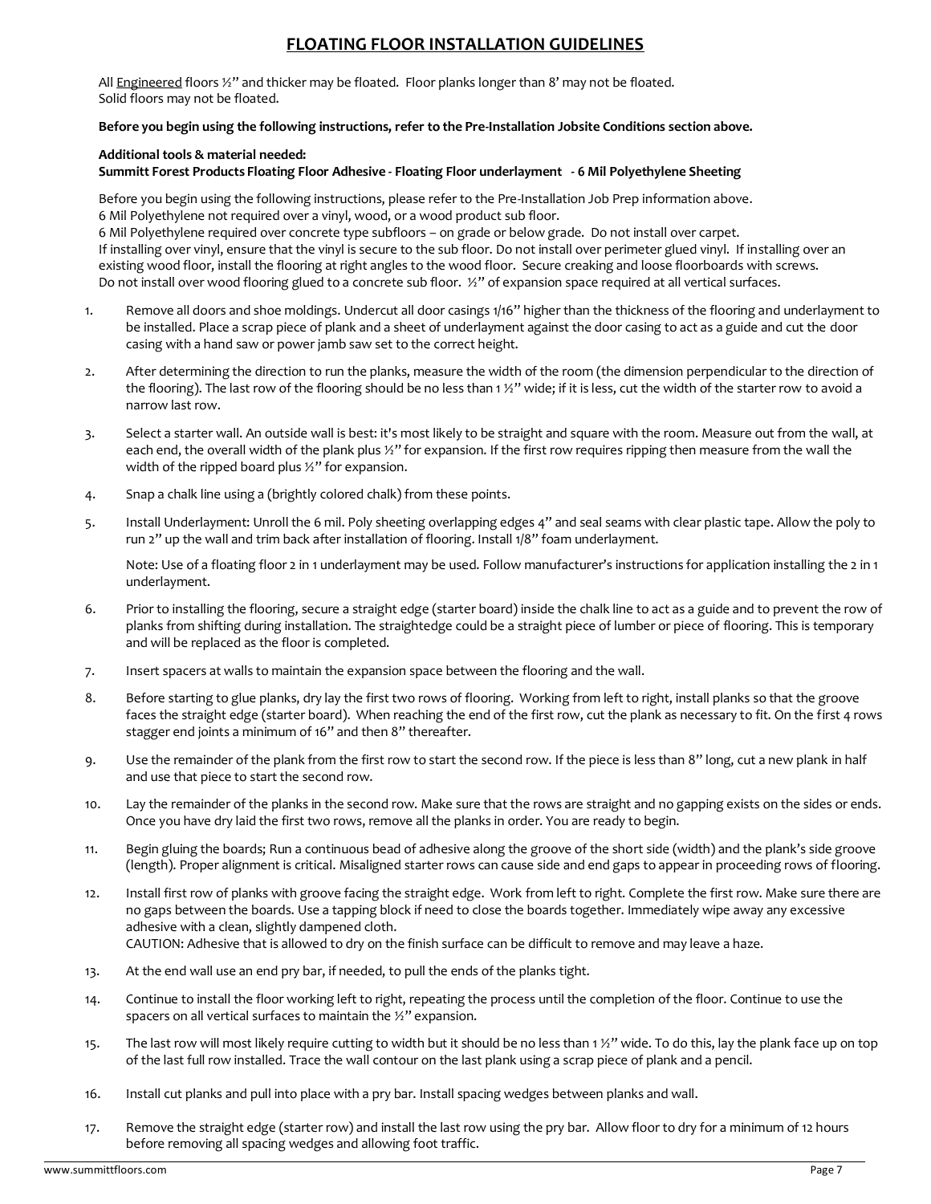# FLOATING FLOOR INSTALLATION GUIDELINES

All Engineered floors ½" and thicker may be floated. Floor planks longer than 8' may not be floated.
Solid floors may not be floated.

**Before you begin using the following instructions, refer to the Pre-Installation Jobsite Conditions section above.**

**Additional tools & material needed:**
**Summitt Forest Products Floating Floor Adhesive - Floating Floor underlayment - 6 Mil Polyethylene Sheeting**

Before you begin using the following instructions, please refer to the Pre-Installation Job Prep information above.
6 Mil Polyethylene not required over a vinyl, wood, or a wood product sub floor.
6 Mil Polyethylene required over concrete type subfloors – on grade or below grade. Do not install over carpet.
If installing over vinyl, ensure that the vinyl is secure to the sub floor. Do not install over perimeter glued vinyl. If installing over an existing wood floor, install the flooring at right angles to the wood floor. Secure creaking and loose floorboards with screws.
Do not install over wood flooring glued to a concrete sub floor. ½" of expansion space required at all vertical surfaces.

1. Remove all doors and shoe moldings. Undercut all door casings 1/16" higher than the thickness of the flooring and underlayment to be installed. Place a scrap piece of plank and a sheet of underlayment against the door casing to act as a guide and cut the door casing with a hand saw or power jamb saw set to the correct height.
2. After determining the direction to run the planks, measure the width of the room (the dimension perpendicular to the direction of the flooring). The last row of the flooring should be no less than 1 ½" wide; if it is less, cut the width of the starter row to avoid a narrow last row.
3. Select a starter wall. An outside wall is best: it's most likely to be straight and square with the room. Measure out from the wall, at each end, the overall width of the plank plus ½" for expansion. If the first row requires ripping then measure from the wall the width of the ripped board plus ½" for expansion.
4. Snap a chalk line using a (brightly colored chalk) from these points.
5. Install Underlayment: Unroll the 6 mil. Poly sheeting overlapping edges 4" and seal seams with clear plastic tape. Allow the poly to run 2" up the wall and trim back after installation of flooring. Install 1/8" foam underlayment.

   Note: Use of a floating floor 2 in 1 underlayment may be used. Follow manufacturer's instructions for application installing the 2 in 1 underlayment.
6. Prior to installing the flooring, secure a straight edge (starter board) inside the chalk line to act as a guide and to prevent the row of planks from shifting during installation. The straightedge could be a straight piece of lumber or piece of flooring. This is temporary and will be replaced as the floor is completed.
7. Insert spacers at walls to maintain the expansion space between the flooring and the wall.
8. Before starting to glue planks, dry lay the first two rows of flooring. Working from left to right, install planks so that the groove faces the straight edge (starter board). When reaching the end of the first row, cut the plank as necessary to fit. On the first 4 rows stagger end joints a minimum of 16" and then 8" thereafter.
9. Use the remainder of the plank from the first row to start the second row. If the piece is less than 8" long, cut a new plank in half and use that piece to start the second row.
10. Lay the remainder of the planks in the second row. Make sure that the rows are straight and no gapping exists on the sides or ends. Once you have dry laid the first two rows, remove all the planks in order. You are ready to begin.
11. Begin gluing the boards; Run a continuous bead of adhesive along the groove of the short side (width) and the plank's side groove (length). Proper alignment is critical. Misaligned starter rows can cause side and end gaps to appear in proceeding rows of flooring.
12. Install first row of planks with groove facing the straight edge. Work from left to right. Complete the first row. Make sure there are no gaps between the boards. Use a tapping block if need to close the boards together. Immediately wipe away any excessive adhesive with a clean, slightly dampened cloth.
    CAUTION: Adhesive that is allowed to dry on the finish surface can be difficult to remove and may leave a haze.
13. At the end wall use an end pry bar, if needed, to pull the ends of the planks tight.
14. Continue to install the floor working left to right, repeating the process until the completion of the floor. Continue to use the spacers on all vertical surfaces to maintain the ½" expansion.
15. The last row will most likely require cutting to width but it should be no less than 1 ½" wide. To do this, lay the plank face up on top of the last full row installed. Trace the wall contour on the last plank using a scrap piece of plank and a pencil.
16. Install cut planks and pull into place with a pry bar. Install spacing wedges between planks and wall.
17. Remove the straight edge (starter row) and install the last row using the pry bar. Allow floor to dry for a minimum of 12 hours before removing all spacing wedges and allowing foot traffic.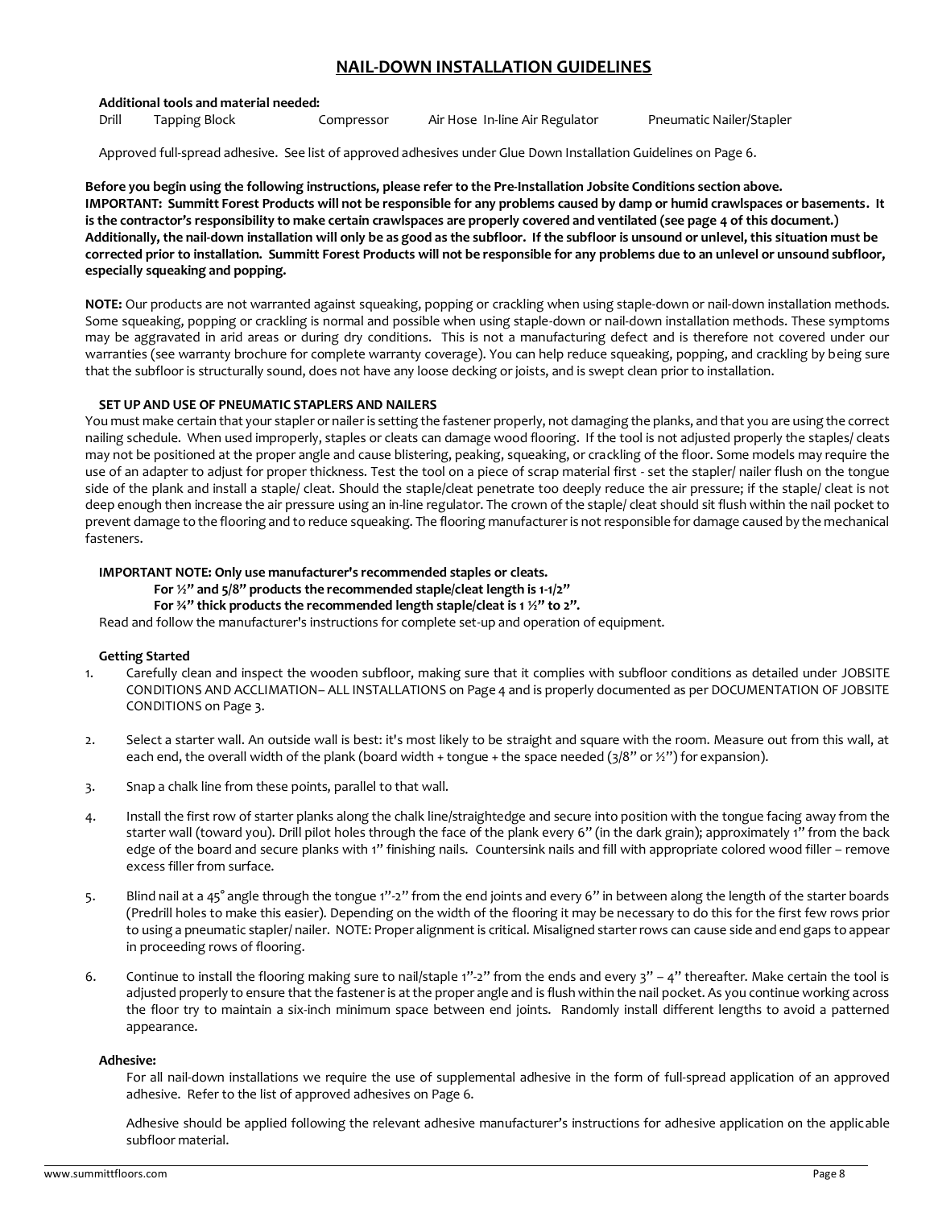## NAIL-DOWN INSTALLATION GUIDELINES

**Additional tools and material needed:**

Drill Tapping Block Compressor Air Hose In-line Air Regulator Pneumatic Nailer/Stapler

Approved full-spread adhesive. See list of approved adhesives under Glue Down Installation Guidelines on Page 6.

**Before you begin using the following instructions, please refer to the Pre-Installation Jobsite Conditions section above. IMPORTANT: Summitt Forest Products will not be responsible for any problems caused by damp or humid crawlspaces or basements. It is the contractor's responsibility to make certain crawlspaces are properly covered and ventilated (see page 4 of this document.) Additionally, the nail-down installation will only be as good as the subfloor. If the subfloor is unsound or unlevel, this situation must be corrected prior to installation. Summitt Forest Products will not be responsible for any problems due to an unlevel or unsound subfloor, especially squeaking and popping.**

**NOTE:** Our products are not warranted against squeaking, popping or crackling when using staple-down or nail-down installation methods. Some squeaking, popping or crackling is normal and possible when using staple-down or nail-down installation methods. These symptoms may be aggravated in arid areas or during dry conditions. This is not a manufacturing defect and is therefore not covered under our warranties (see warranty brochure for complete warranty coverage). You can help reduce squeaking, popping, and crackling by being sure that the subfloor is structurally sound, does not have any loose decking or joists, and is swept clean prior to installation.

**SET UP AND USE OF PNEUMATIC STAPLERS AND NAILERS**

You must make certain that your stapler or nailer is setting the fastener properly, not damaging the planks, and that you are using the correct nailing schedule. When used improperly, staples or cleats can damage wood flooring. If the tool is not adjusted properly the staples/ cleats may not be positioned at the proper angle and cause blistering, peaking, squeaking, or crackling of the floor. Some models may require the use of an adapter to adjust for proper thickness. Test the tool on a piece of scrap material first - set the stapler/ nailer flush on the tongue side of the plank and install a staple/ cleat. Should the staple/cleat penetrate too deeply reduce the air pressure; if the staple/ cleat is not deep enough then increase the air pressure using an in-line regulator. The crown of the staple/ cleat should sit flush within the nail pocket to prevent damage to the flooring and to reduce squeaking. The flooring manufacturer is not responsible for damage caused by the mechanical fasteners.

**IMPORTANT NOTE: Only use manufacturer's recommended staples or cleats.**

**For ½" and 5/8" products the recommended staple/cleat length is 1-1/2"**

**For ¾" thick products the recommended length staple/cleat is 1 ½" to 2".**

Read and follow the manufacturer's instructions for complete set-up and operation of equipment.

**Getting Started**

1. Carefully clean and inspect the wooden subfloor, making sure that it complies with subfloor conditions as detailed under JOBSITE CONDITIONS AND ACCLIMATION– ALL INSTALLATIONS on Page 4 and is properly documented as per DOCUMENTATION OF JOBSITE CONDITIONS on Page 3.
2. Select a starter wall. An outside wall is best: it's most likely to be straight and square with the room. Measure out from this wall, at each end, the overall width of the plank (board width + tongue + the space needed (3/8" or ½") for expansion).
3. Snap a chalk line from these points, parallel to that wall.
4. Install the first row of starter planks along the chalk line/straightedge and secure into position with the tongue facing away from the starter wall (toward you). Drill pilot holes through the face of the plank every 6" (in the dark grain); approximately 1" from the back edge of the board and secure planks with 1" finishing nails. Countersink nails and fill with appropriate colored wood filler – remove excess filler from surface.
5. Blind nail at a 45° angle through the tongue 1"-2" from the end joints and every 6" in between along the length of the starter boards (Predrill holes to make this easier). Depending on the width of the flooring it may be necessary to do this for the first few rows prior to using a pneumatic stapler/ nailer. NOTE: Proper alignment is critical. Misaligned starter rows can cause side and end gaps to appear in proceeding rows of flooring.
6. Continue to install the flooring making sure to nail/staple 1"-2" from the ends and every 3" – 4" thereafter. Make certain the tool is adjusted properly to ensure that the fastener is at the proper angle and is flush within the nail pocket. As you continue working across the floor try to maintain a six-inch minimum space between end joints. Randomly install different lengths to avoid a patterned appearance.

**Adhesive:**

For all nail-down installations we require the use of supplemental adhesive in the form of full-spread application of an approved adhesive. Refer to the list of approved adhesives on Page 6.

Adhesive should be applied following the relevant adhesive manufacturer's instructions for adhesive application on the applicable subfloor material.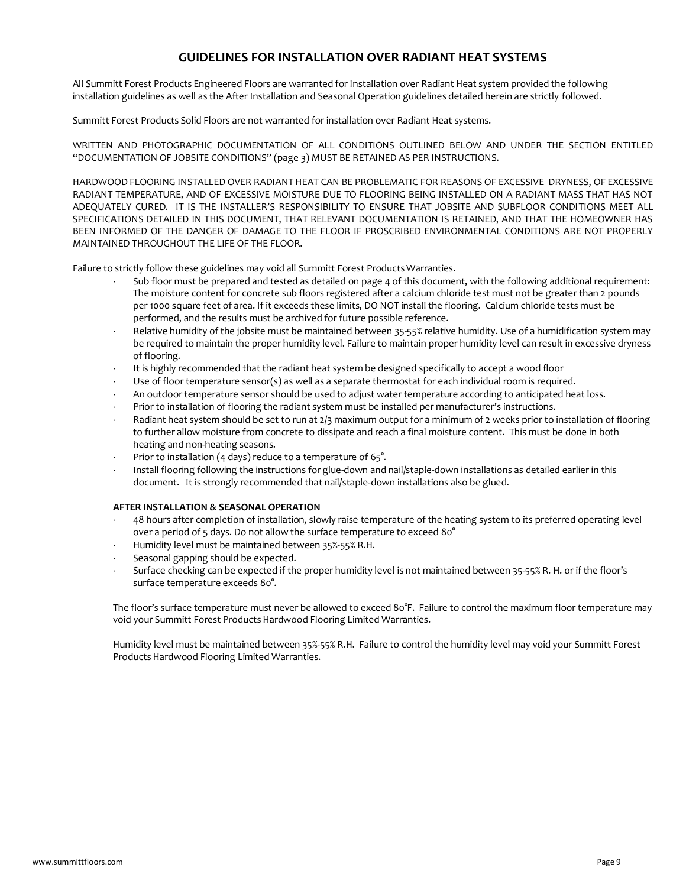## GUIDELINES FOR INSTALLATION OVER RADIANT HEAT SYSTEMS

All Summitt Forest Products Engineered Floors are warranted for Installation over Radiant Heat system provided the following installation guidelines as well as the After Installation and Seasonal Operation guidelines detailed herein are strictly followed.

Summitt Forest Products Solid Floors are not warranted for installation over Radiant Heat systems.

WRITTEN AND PHOTOGRAPHIC DOCUMENTATION OF ALL CONDITIONS OUTLINED BELOW AND UNDER THE SECTION ENTITLED "DOCUMENTATION OF JOBSITE CONDITIONS" (page 3) MUST BE RETAINED AS PER INSTRUCTIONS.

HARDWOOD FLOORING INSTALLED OVER RADIANT HEAT CAN BE PROBLEMATIC FOR REASONS OF EXCESSIVE DRYNESS, OF EXCESSIVE RADIANT TEMPERATURE, AND OF EXCESSIVE MOISTURE DUE TO FLOORING BEING INSTALLED ON A RADIANT MASS THAT HAS NOT ADEQUATELY CURED. IT IS THE INSTALLER'S RESPONSIBILITY TO ENSURE THAT JOBSITE AND SUBFLOOR CONDITIONS MEET ALL SPECIFICATIONS DETAILED IN THIS DOCUMENT, THAT RELEVANT DOCUMENTATION IS RETAINED, AND THAT THE HOMEOWNER HAS BEEN INFORMED OF THE DANGER OF DAMAGE TO THE FLOOR IF PROSCRIBED ENVIRONMENTAL CONDITIONS ARE NOT PROPERLY MAINTAINED THROUGHOUT THE LIFE OF THE FLOOR.

Failure to strictly follow these guidelines may void all Summitt Forest Products Warranties.

- Sub floor must be prepared and tested as detailed on page 4 of this document, with the following additional requirement: The moisture content for concrete sub floors registered after a calcium chloride test must not be greater than 2 pounds per 1000 square feet of area. If it exceeds these limits, DO NOT install the flooring. Calcium chloride tests must be performed, and the results must be archived for future possible reference.
- Relative humidity of the jobsite must be maintained between 35-55% relative humidity. Use of a humidification system may be required to maintain the proper humidity level. Failure to maintain proper humidity level can result in excessive dryness of flooring.
- It is highly recommended that the radiant heat system be designed specifically to accept a wood floor
- Use of floor temperature sensor(s) as well as a separate thermostat for each individual room is required.
- An outdoor temperature sensor should be used to adjust water temperature according to anticipated heat loss.
- Prior to installation of flooring the radiant system must be installed per manufacturer's instructions.
- Radiant heat system should be set to run at 2/3 maximum output for a minimum of 2 weeks prior to installation of flooring to further allow moisture from concrete to dissipate and reach a final moisture content. This must be done in both heating and non-heating seasons.
- Prior to installation (4 days) reduce to a temperature of 65°.
- Install flooring following the instructions for glue-down and nail/staple-down installations as detailed earlier in this document. It is strongly recommended that nail/staple-down installations also be glued.

### AFTER INSTALLATION & SEASONAL OPERATION

- 48 hours after completion of installation, slowly raise temperature of the heating system to its preferred operating level over a period of 5 days. Do not allow the surface temperature to exceed 80°
- Humidity level must be maintained between 35%-55% R.H.
- Seasonal gapping should be expected.
- Surface checking can be expected if the proper humidity level is not maintained between 35-55% R. H. or if the floor's surface temperature exceeds 80°.

The floor's surface temperature must never be allowed to exceed 80°F. Failure to control the maximum floor temperature may void your Summitt Forest Products Hardwood Flooring Limited Warranties.

Humidity level must be maintained between 35%-55% R.H. Failure to control the humidity level may void your Summitt Forest Products Hardwood Flooring Limited Warranties.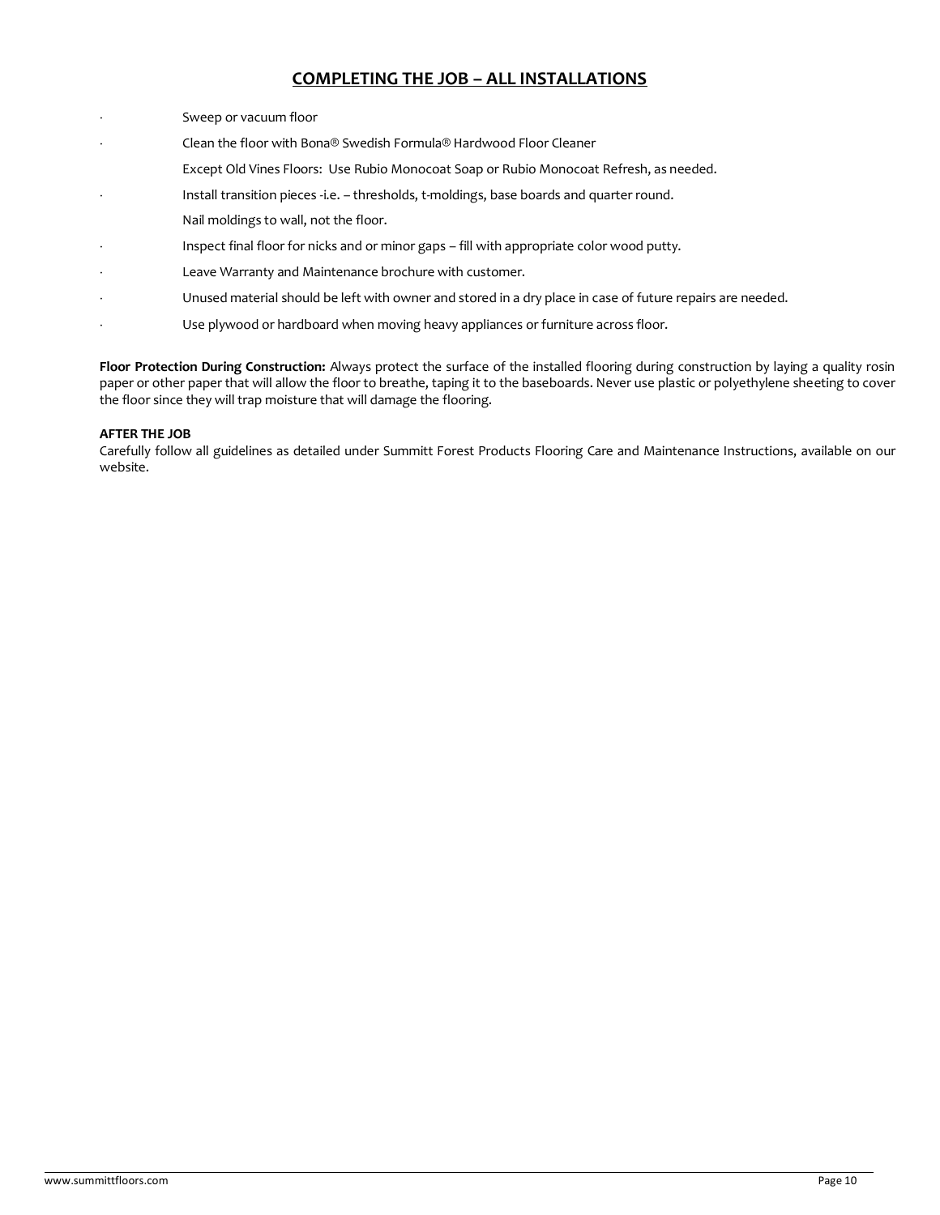## COMPLETING THE JOB – ALL INSTALLATIONS

- Sweep or vacuum floor
- Clean the floor with Bona® Swedish Formula® Hardwood Floor Cleaner

  Except Old Vines Floors: Use Rubio Monocoat Soap or Rubio Monocoat Refresh, as needed.
- Install transition pieces -i.e. – thresholds, t-moldings, base boards and quarter round.

  Nail moldings to wall, not the floor.
- Inspect final floor for nicks and or minor gaps – fill with appropriate color wood putty.
- Leave Warranty and Maintenance brochure with customer.
- Unused material should be left with owner and stored in a dry place in case of future repairs are needed.
- Use plywood or hardboard when moving heavy appliances or furniture across floor.

**Floor Protection During Construction:** Always protect the surface of the installed flooring during construction by laying a quality rosin paper or other paper that will allow the floor to breathe, taping it to the baseboards. Never use plastic or polyethylene sheeting to cover the floor since they will trap moisture that will damage the flooring.

**AFTER THE JOB**

Carefully follow all guidelines as detailed under Summitt Forest Products Flooring Care and Maintenance Instructions, available on our website.